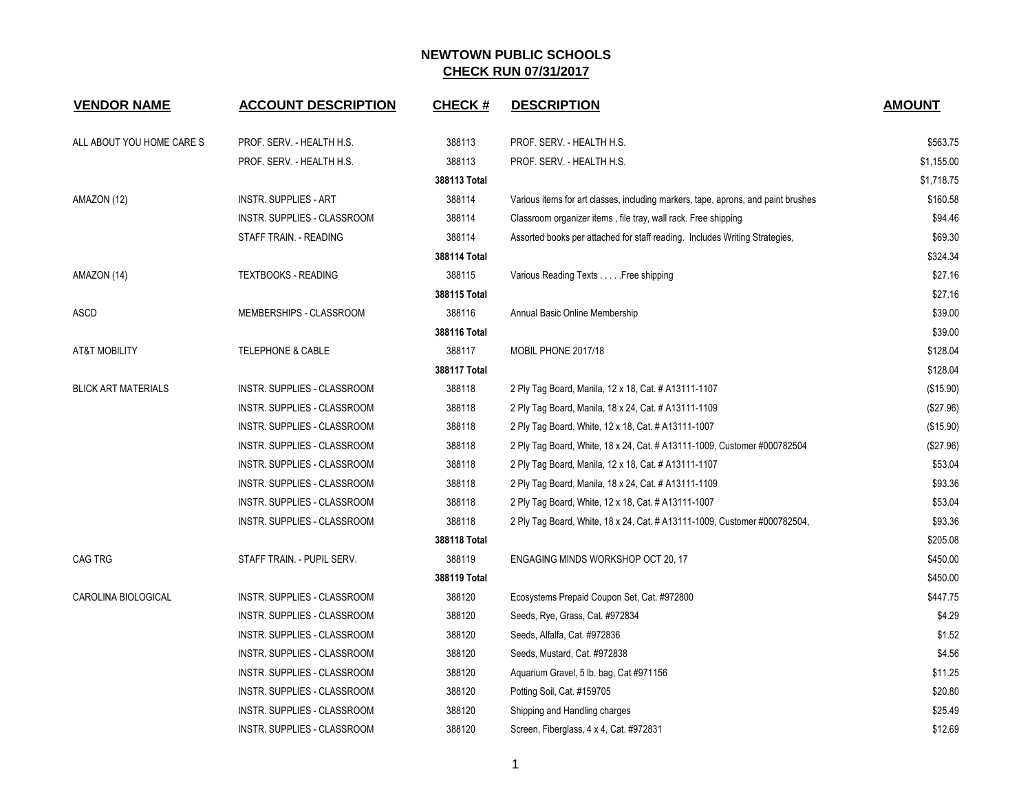# NEWTOWN PUBLIC SCHOOLS

## CHECK RUN 07/31/2017

| VENDOR NAME | ACCOUNT DESCRIPTION | CHECK # | DESCRIPTION | AMOUNT |
|---|---|---|---|---|
| ALL ABOUT YOU HOME CARE S | PROF. SERV. - HEALTH H.S. | 388113 | PROF. SERV. - HEALTH H.S. | $563.75 |
| | PROF. SERV. - HEALTH H.S. | 388113 | PROF. SERV. - HEALTH H.S. | $1,155.00 |
| | | **388113 Total** | | $1,718.75 |
| AMAZON (12) | INSTR. SUPPLIES - ART | 388114 | Various items for art classes, including markers, tape, aprons, and paint brushes | $160.58 |
| | INSTR. SUPPLIES - CLASSROOM | 388114 | Classroom organizer items , file tray, wall rack. Free shipping | $94.46 |
| | STAFF TRAIN. - READING | 388114 | Assorted books per attached for staff reading. Includes Writing Strategies, | $69.30 |
| | | **388114 Total** | | $324.34 |
| AMAZON (14) | TEXTBOOKS - READING | 388115 | Various Reading Texts . . . . .Free shipping | $27.16 |
| | | **388115 Total** | | $27.16 |
| ASCD | MEMBERSHIPS - CLASSROOM | 388116 | Annual Basic Online Membership | $39.00 |
| | | **388116 Total** | | $39.00 |
| AT&T MOBILITY | TELEPHONE & CABLE | 388117 | MOBIL PHONE 2017/18 | $128.04 |
| | | **388117 Total** | | $128.04 |
| BLICK ART MATERIALS | INSTR. SUPPLIES - CLASSROOM | 388118 | 2 Ply Tag Board, Manila, 12 x 18, Cat. # A13111-1107 | ($15.90) |
| | INSTR. SUPPLIES - CLASSROOM | 388118 | 2 Ply Tag Board, Manila, 18 x 24, Cat. # A13111-1109 | ($27.96) |
| | INSTR. SUPPLIES - CLASSROOM | 388118 | 2 Ply Tag Board, White, 12 x 18, Cat. # A13111-1007 | ($15.90) |
| | INSTR. SUPPLIES - CLASSROOM | 388118 | 2 Ply Tag Board, White, 18 x 24, Cat. # A13111-1009, Customer #000782504 | ($27.96) |
| | INSTR. SUPPLIES - CLASSROOM | 388118 | 2 Ply Tag Board, Manila, 12 x 18, Cat. # A13111-1107 | $53.04 |
| | INSTR. SUPPLIES - CLASSROOM | 388118 | 2 Ply Tag Board, Manila, 18 x 24, Cat. # A13111-1109 | $93.36 |
| | INSTR. SUPPLIES - CLASSROOM | 388118 | 2 Ply Tag Board, White, 12 x 18, Cat. # A13111-1007 | $53.04 |
| | INSTR. SUPPLIES - CLASSROOM | 388118 | 2 Ply Tag Board, White, 18 x 24, Cat. # A13111-1009, Customer #000782504, | $93.36 |
| | | **388118 Total** | | $205.08 |
| CAG TRG | STAFF TRAIN. - PUPIL SERV. | 388119 | ENGAGING MINDS WORKSHOP OCT 20, 17 | $450.00 |
| | | **388119 Total** | | $450.00 |
| CAROLINA BIOLOGICAL | INSTR. SUPPLIES - CLASSROOM | 388120 | Ecosystems Prepaid Coupon Set, Cat. #972800 | $447.75 |
| | INSTR. SUPPLIES - CLASSROOM | 388120 | Seeds, Rye, Grass, Cat. #972834 | $4.29 |
| | INSTR. SUPPLIES - CLASSROOM | 388120 | Seeds, Alfalfa, Cat. #972836 | $1.52 |
| | INSTR. SUPPLIES - CLASSROOM | 388120 | Seeds, Mustard, Cat. #972838 | $4.56 |
| | INSTR. SUPPLIES - CLASSROOM | 388120 | Aquarium Gravel, 5 lb. bag, Cat #971156 | $11.25 |
| | INSTR. SUPPLIES - CLASSROOM | 388120 | Potting Soil, Cat. #159705 | $20.80 |
| | INSTR. SUPPLIES - CLASSROOM | 388120 | Shipping and Handling charges | $25.49 |
| | INSTR. SUPPLIES - CLASSROOM | 388120 | Screen, Fiberglass, 4 x 4, Cat. #972831 | $12.69 |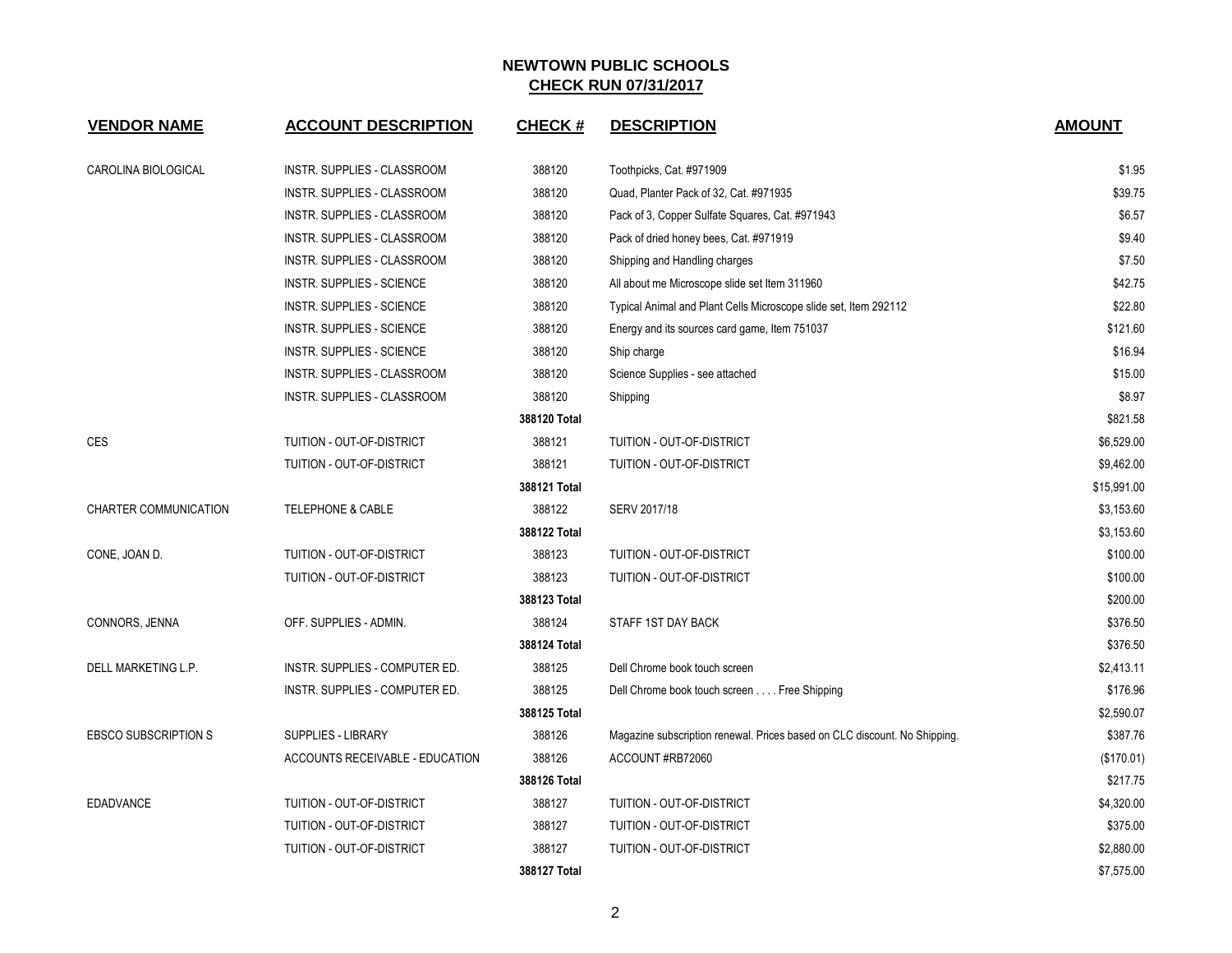## NEWTOWN PUBLIC SCHOOLS
## CHECK RUN 07/31/2017

| VENDOR NAME | ACCOUNT DESCRIPTION | CHECK # | DESCRIPTION | AMOUNT |
|---|---|---|---|---|
| CAROLINA BIOLOGICAL | INSTR. SUPPLIES - CLASSROOM | 388120 | Toothpicks, Cat. #971909 | $1.95 |
| | INSTR. SUPPLIES - CLASSROOM | 388120 | Quad, Planter Pack of 32, Cat. #971935 | $39.75 |
| | INSTR. SUPPLIES - CLASSROOM | 388120 | Pack of 3, Copper Sulfate Squares, Cat. #971943 | $6.57 |
| | INSTR. SUPPLIES - CLASSROOM | 388120 | Pack of dried honey bees, Cat. #971919 | $9.40 |
| | INSTR. SUPPLIES - CLASSROOM | 388120 | Shipping and Handling charges | $7.50 |
| | INSTR. SUPPLIES - SCIENCE | 388120 | All about me Microscope slide set Item 311960 | $42.75 |
| | INSTR. SUPPLIES - SCIENCE | 388120 | Typical Animal and Plant Cells Microscope slide set, Item 292112 | $22.80 |
| | INSTR. SUPPLIES - SCIENCE | 388120 | Energy and its sources card game, Item 751037 | $121.60 |
| | INSTR. SUPPLIES - SCIENCE | 388120 | Ship charge | $16.94 |
| | INSTR. SUPPLIES - CLASSROOM | 388120 | Science Supplies - see attached | $15.00 |
| | INSTR. SUPPLIES - CLASSROOM | 388120 | Shipping | $8.97 |
| | | **388120 Total** | | $821.58 |
| CES | TUITION - OUT-OF-DISTRICT | 388121 | TUITION - OUT-OF-DISTRICT | $6,529.00 |
| | TUITION - OUT-OF-DISTRICT | 388121 | TUITION - OUT-OF-DISTRICT | $9,462.00 |
| | | **388121 Total** | | $15,991.00 |
| CHARTER COMMUNICATION | TELEPHONE & CABLE | 388122 | SERV 2017/18 | $3,153.60 |
| | | **388122 Total** | | $3,153.60 |
| CONE, JOAN D. | TUITION - OUT-OF-DISTRICT | 388123 | TUITION - OUT-OF-DISTRICT | $100.00 |
| | TUITION - OUT-OF-DISTRICT | 388123 | TUITION - OUT-OF-DISTRICT | $100.00 |
| | | **388123 Total** | | $200.00 |
| CONNORS, JENNA | OFF. SUPPLIES - ADMIN. | 388124 | STAFF 1ST DAY BACK | $376.50 |
| | | **388124 Total** | | $376.50 |
| DELL MARKETING L.P. | INSTR. SUPPLIES - COMPUTER ED. | 388125 | Dell Chrome book touch screen | $2,413.11 |
| | INSTR. SUPPLIES - COMPUTER ED. | 388125 | Dell Chrome book touch screen . . . . Free Shipping | $176.96 |
| | | **388125 Total** | | $2,590.07 |
| EBSCO SUBSCRIPTION S | SUPPLIES - LIBRARY | 388126 | Magazine subscription renewal. Prices based on CLC discount. No Shipping. | $387.76 |
| | ACCOUNTS RECEIVABLE - EDUCATION | 388126 | ACCOUNT #RB72060 | ($170.01) |
| | | **388126 Total** | | $217.75 |
| EDADVANCE | TUITION - OUT-OF-DISTRICT | 388127 | TUITION - OUT-OF-DISTRICT | $4,320.00 |
| | TUITION - OUT-OF-DISTRICT | 388127 | TUITION - OUT-OF-DISTRICT | $375.00 |
| | TUITION - OUT-OF-DISTRICT | 388127 | TUITION - OUT-OF-DISTRICT | $2,880.00 |
| | | **388127 Total** | | $7,575.00 |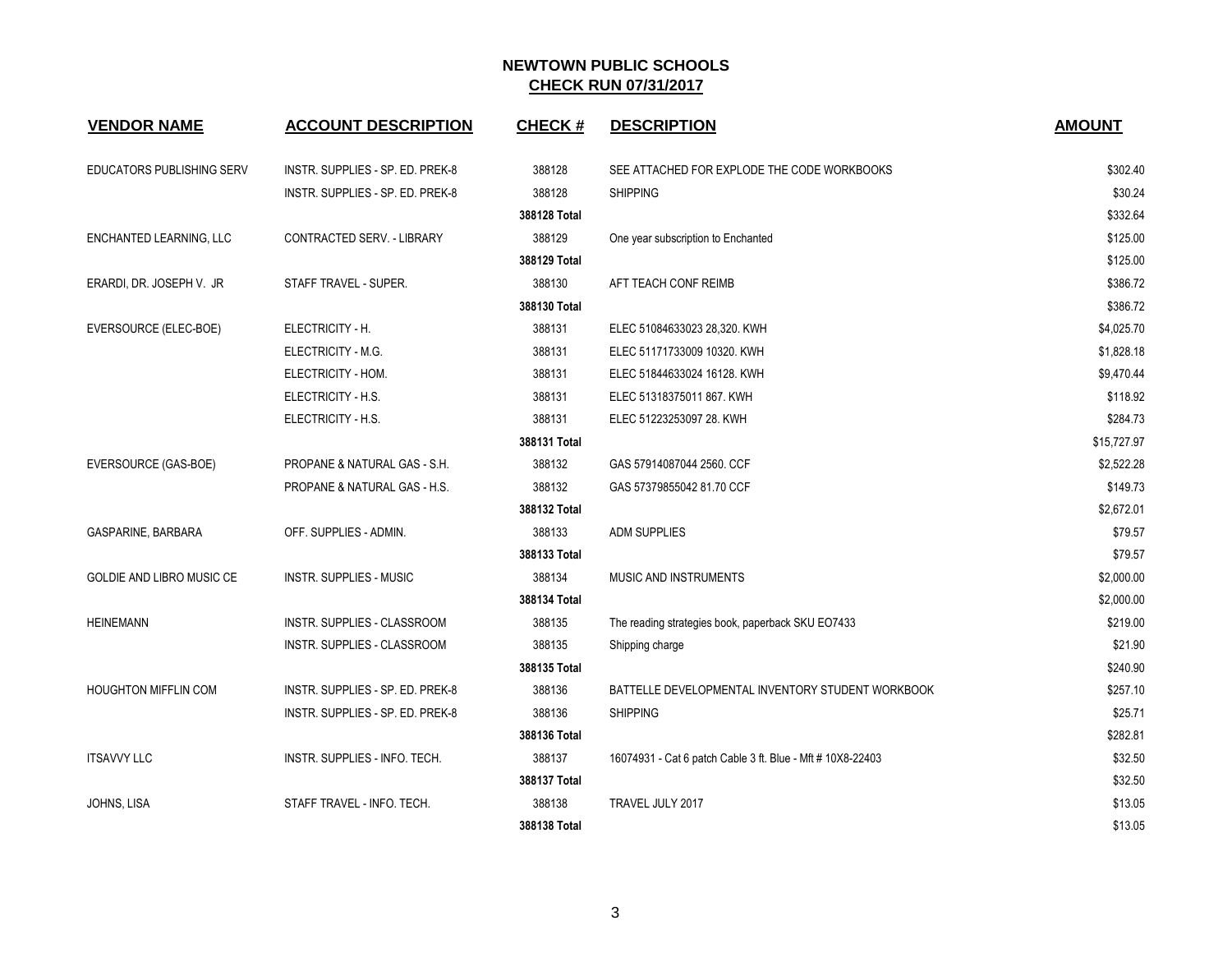# NEWTOWN PUBLIC SCHOOLS

## CHECK RUN 07/31/2017

| VENDOR NAME | ACCOUNT DESCRIPTION | CHECK # | DESCRIPTION | AMOUNT |
|---|---|---|---|---|
| EDUCATORS PUBLISHING SERV | INSTR. SUPPLIES - SP. ED. PREK-8 | 388128 | SEE ATTACHED FOR EXPLODE THE CODE WORKBOOKS | $302.40 |
| | INSTR. SUPPLIES - SP. ED. PREK-8 | 388128 | SHIPPING | $30.24 |
| | | **388128 Total** | | $332.64 |
| ENCHANTED LEARNING, LLC | CONTRACTED SERV. - LIBRARY | 388129 | One year subscription to Enchanted | $125.00 |
| | | **388129 Total** | | $125.00 |
| ERARDI, DR. JOSEPH V. JR | STAFF TRAVEL - SUPER. | 388130 | AFT TEACH CONF REIMB | $386.72 |
| | | **388130 Total** | | $386.72 |
| EVERSOURCE (ELEC-BOE) | ELECTRICITY - H. | 388131 | ELEC 51084633023 28,320. KWH | $4,025.70 |
| | ELECTRICITY - M.G. | 388131 | ELEC 51171733009 10320. KWH | $1,828.18 |
| | ELECTRICITY - HOM. | 388131 | ELEC 51844633024 16128. KWH | $9,470.44 |
| | ELECTRICITY - H.S. | 388131 | ELEC 51318375011 867. KWH | $118.92 |
| | ELECTRICITY - H.S. | 388131 | ELEC 51223253097 28. KWH | $284.73 |
| | | **388131 Total** | | $15,727.97 |
| EVERSOURCE (GAS-BOE) | PROPANE & NATURAL GAS - S.H. | 388132 | GAS 57914087044 2560. CCF | $2,522.28 |
| | PROPANE & NATURAL GAS - H.S. | 388132 | GAS 57379855042 81.70 CCF | $149.73 |
| | | **388132 Total** | | $2,672.01 |
| GASPARINE, BARBARA | OFF. SUPPLIES - ADMIN. | 388133 | ADM SUPPLIES | $79.57 |
| | | **388133 Total** | | $79.57 |
| GOLDIE AND LIBRO MUSIC CE | INSTR. SUPPLIES - MUSIC | 388134 | MUSIC AND INSTRUMENTS | $2,000.00 |
| | | **388134 Total** | | $2,000.00 |
| HEINEMANN | INSTR. SUPPLIES - CLASSROOM | 388135 | The reading strategies book, paperback SKU EO7433 | $219.00 |
| | INSTR. SUPPLIES - CLASSROOM | 388135 | Shipping charge | $21.90 |
| | | **388135 Total** | | $240.90 |
| HOUGHTON MIFFLIN COM | INSTR. SUPPLIES - SP. ED. PREK-8 | 388136 | BATTELLE DEVELOPMENTAL INVENTORY STUDENT WORKBOOK | $257.10 |
| | INSTR. SUPPLIES - SP. ED. PREK-8 | 388136 | SHIPPING | $25.71 |
| | | **388136 Total** | | $282.81 |
| ITSAVVY LLC | INSTR. SUPPLIES - INFO. TECH. | 388137 | 16074931 - Cat 6 patch Cable 3 ft. Blue - Mft # 10X8-22403 | $32.50 |
| | | **388137 Total** | | $32.50 |
| JOHNS, LISA | STAFF TRAVEL - INFO. TECH. | 388138 | TRAVEL JULY 2017 | $13.05 |
| | | **388138 Total** | | $13.05 |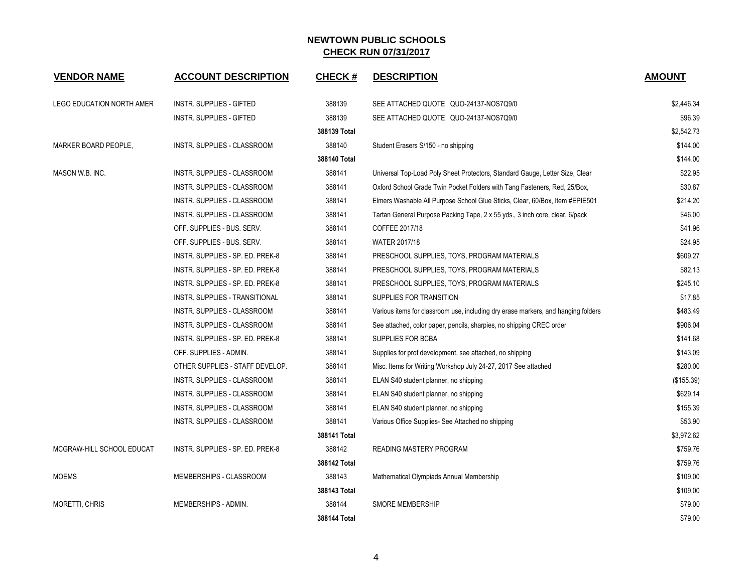# NEWTOWN PUBLIC SCHOOLS
## CHECK RUN 07/31/2017

| VENDOR NAME | ACCOUNT DESCRIPTION | CHECK # | DESCRIPTION | AMOUNT |
|---|---|---|---|---|
| LEGO EDUCATION NORTH AMER | INSTR. SUPPLIES - GIFTED | 388139 | SEE ATTACHED QUOTE QUO-24137-NOS7Q9/0 | $2,446.34 |
| | INSTR. SUPPLIES - GIFTED | 388139 | SEE ATTACHED QUOTE QUO-24137-NOS7Q9/0 | $96.39 |
| | | **388139 Total** | | $2,542.73 |
| MARKER BOARD PEOPLE, | INSTR. SUPPLIES - CLASSROOM | 388140 | Student Erasers S/150 - no shipping | $144.00 |
| | | **388140 Total** | | $144.00 |
| MASON W.B. INC. | INSTR. SUPPLIES - CLASSROOM | 388141 | Universal Top-Load Poly Sheet Protectors, Standard Gauge, Letter Size, Clear | $22.95 |
| | INSTR. SUPPLIES - CLASSROOM | 388141 | Oxford School Grade Twin Pocket Folders with Tang Fasteners, Red, 25/Box, | $30.87 |
| | INSTR. SUPPLIES - CLASSROOM | 388141 | Elmers Washable All Purpose School Glue Sticks, Clear, 60/Box, Item #EPIE501 | $214.20 |
| | INSTR. SUPPLIES - CLASSROOM | 388141 | Tartan General Purpose Packing Tape, 2 x 55 yds., 3 inch core, clear, 6/pack | $46.00 |
| | OFF. SUPPLIES - BUS. SERV. | 388141 | COFFEE 2017/18 | $41.96 |
| | OFF. SUPPLIES - BUS. SERV. | 388141 | WATER 2017/18 | $24.95 |
| | INSTR. SUPPLIES - SP. ED. PREK-8 | 388141 | PRESCHOOL SUPPLIES, TOYS, PROGRAM MATERIALS | $609.27 |
| | INSTR. SUPPLIES - SP. ED. PREK-8 | 388141 | PRESCHOOL SUPPLIES, TOYS, PROGRAM MATERIALS | $82.13 |
| | INSTR. SUPPLIES - SP. ED. PREK-8 | 388141 | PRESCHOOL SUPPLIES, TOYS, PROGRAM MATERIALS | $245.10 |
| | INSTR. SUPPLIES - TRANSITIONAL | 388141 | SUPPLIES FOR TRANSITION | $17.85 |
| | INSTR. SUPPLIES - CLASSROOM | 388141 | Various items for classroom use, including dry erase markers, and hanging folders | $483.49 |
| | INSTR. SUPPLIES - CLASSROOM | 388141 | See attached, color paper, pencils, sharpies, no shipping CREC order | $906.04 |
| | INSTR. SUPPLIES - SP. ED. PREK-8 | 388141 | SUPPLIES FOR BCBA | $141.68 |
| | OFF. SUPPLIES - ADMIN. | 388141 | Supplies for prof development, see attached, no shipping | $143.09 |
| | OTHER SUPPLIES - STAFF DEVELOP. | 388141 | Misc. Items for Writing Workshop July 24-27, 2017 See attached | $280.00 |
| | INSTR. SUPPLIES - CLASSROOM | 388141 | ELAN S40 student planner, no shipping | ($155.39) |
| | INSTR. SUPPLIES - CLASSROOM | 388141 | ELAN S40 student planner, no shipping | $629.14 |
| | INSTR. SUPPLIES - CLASSROOM | 388141 | ELAN S40 student planner, no shipping | $155.39 |
| | INSTR. SUPPLIES - CLASSROOM | 388141 | Various Office Supplies- See Attached no shipping | $53.90 |
| | | **388141 Total** | | $3,972.62 |
| MCGRAW-HILL SCHOOL EDUCAT | INSTR. SUPPLIES - SP. ED. PREK-8 | 388142 | READING MASTERY PROGRAM | $759.76 |
| | | **388142 Total** | | $759.76 |
| MOEMS | MEMBERSHIPS - CLASSROOM | 388143 | Mathematical Olympiads Annual Membership | $109.00 |
| | | **388143 Total** | | $109.00 |
| MORETTI, CHRIS | MEMBERSHIPS - ADMIN. | 388144 | SMORE MEMBERSHIP | $79.00 |
| | | **388144 Total** | | $79.00 |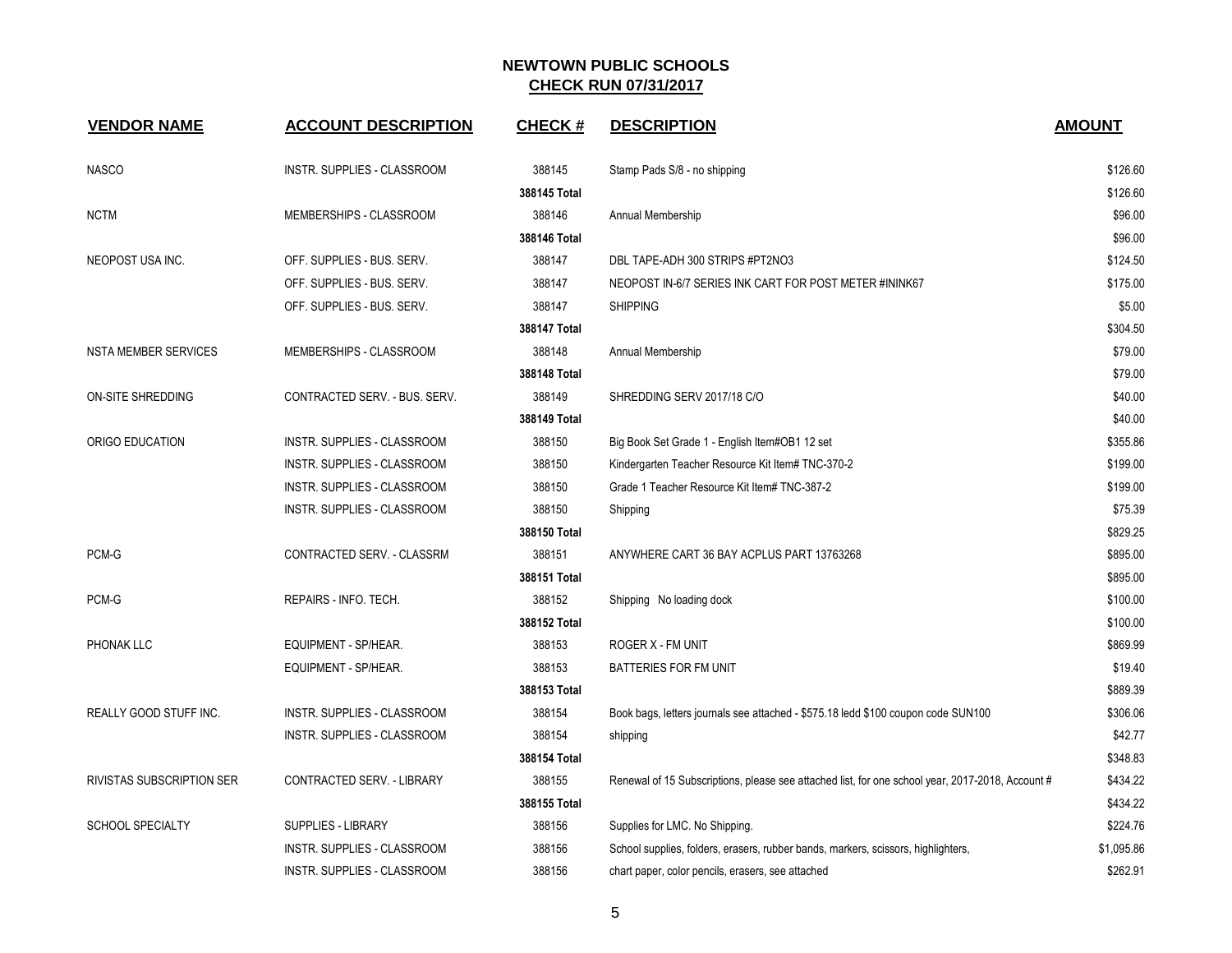**NEWTOWN PUBLIC SCHOOLS**
**CHECK RUN 07/31/2017**

| VENDOR NAME | ACCOUNT DESCRIPTION | CHECK # | DESCRIPTION | AMOUNT |
|---|---|---|---|---|
| NASCO | INSTR. SUPPLIES - CLASSROOM | 388145 | Stamp Pads S/8 - no shipping | $126.60 |
| | | 388145 Total | | $126.60 |
| NCTM | MEMBERSHIPS - CLASSROOM | 388146 | Annual Membership | $96.00 |
| | | 388146 Total | | $96.00 |
| NEOPOST USA INC. | OFF. SUPPLIES - BUS. SERV. | 388147 | DBL TAPE-ADH 300 STRIPS #PT2NO3 | $124.50 |
| | OFF. SUPPLIES - BUS. SERV. | 388147 | NEOPOST IN-6/7 SERIES INK CART FOR POST METER #ININK67 | $175.00 |
| | OFF. SUPPLIES - BUS. SERV. | 388147 | SHIPPING | $5.00 |
| | | 388147 Total | | $304.50 |
| NSTA MEMBER SERVICES | MEMBERSHIPS - CLASSROOM | 388148 | Annual Membership | $79.00 |
| | | 388148 Total | | $79.00 |
| ON-SITE SHREDDING | CONTRACTED SERV. - BUS. SERV. | 388149 | SHREDDING SERV 2017/18 C/O | $40.00 |
| | | 388149 Total | | $40.00 |
| ORIGO EDUCATION | INSTR. SUPPLIES - CLASSROOM | 388150 | Big Book Set Grade 1 - English Item#OB1 12 set | $355.86 |
| | INSTR. SUPPLIES - CLASSROOM | 388150 | Kindergarten Teacher Resource Kit Item# TNC-370-2 | $199.00 |
| | INSTR. SUPPLIES - CLASSROOM | 388150 | Grade 1 Teacher Resource Kit Item# TNC-387-2 | $199.00 |
| | INSTR. SUPPLIES - CLASSROOM | 388150 | Shipping | $75.39 |
| | | 388150 Total | | $829.25 |
| PCM-G | CONTRACTED SERV. - CLASSRM | 388151 | ANYWHERE CART 36 BAY ACPLUS PART 13763268 | $895.00 |
| | | 388151 Total | | $895.00 |
| PCM-G | REPAIRS - INFO. TECH. | 388152 | Shipping No loading dock | $100.00 |
| | | 388152 Total | | $100.00 |
| PHONAK LLC | EQUIPMENT - SP/HEAR. | 388153 | ROGER X - FM UNIT | $869.99 |
| | EQUIPMENT - SP/HEAR. | 388153 | BATTERIES FOR FM UNIT | $19.40 |
| | | 388153 Total | | $889.39 |
| REALLY GOOD STUFF INC. | INSTR. SUPPLIES - CLASSROOM | 388154 | Book bags, letters journals see attached - $575.18 ledd $100 coupon code SUN100 | $306.06 |
| | INSTR. SUPPLIES - CLASSROOM | 388154 | shipping | $42.77 |
| | | 388154 Total | | $348.83 |
| RIVISTAS SUBSCRIPTION SER | CONTRACTED SERV. - LIBRARY | 388155 | Renewal of 15 Subscriptions, please see attached list, for one school year, 2017-2018, Account # | $434.22 |
| | | 388155 Total | | $434.22 |
| SCHOOL SPECIALTY | SUPPLIES - LIBRARY | 388156 | Supplies for LMC. No Shipping. | $224.76 |
| | INSTR. SUPPLIES - CLASSROOM | 388156 | School supplies, folders, erasers, rubber bands, markers, scissors, highlighters, | $1,095.86 |
| | INSTR. SUPPLIES - CLASSROOM | 388156 | chart paper, color pencils, erasers, see attached | $262.91 |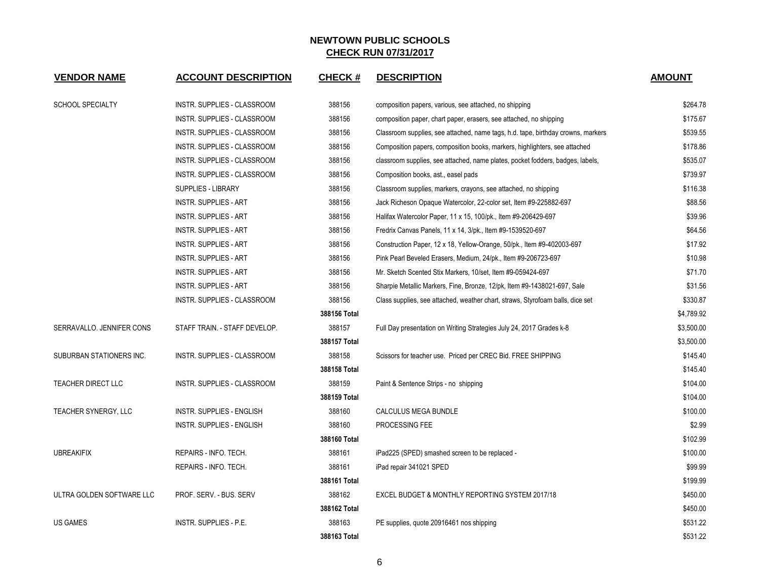# NEWTOWN PUBLIC SCHOOLS
## CHECK RUN 07/31/2017

| VENDOR NAME | ACCOUNT DESCRIPTION | CHECK # | DESCRIPTION | AMOUNT |
|---|---|---|---|---|
| SCHOOL SPECIALTY | INSTR. SUPPLIES - CLASSROOM | 388156 | composition papers, various, see attached, no shipping | $264.78 |
| | INSTR. SUPPLIES - CLASSROOM | 388156 | composition paper, chart paper, erasers, see attached, no shipping | $175.67 |
| | INSTR. SUPPLIES - CLASSROOM | 388156 | Classroom supplies, see attached, name tags, h.d. tape, birthday crowns, markers | $539.55 |
| | INSTR. SUPPLIES - CLASSROOM | 388156 | Composition papers, composition books, markers, highlighters, see attached | $178.86 |
| | INSTR. SUPPLIES - CLASSROOM | 388156 | classroom supplies, see attached, name plates, pocket fodders, badges, labels, | $535.07 |
| | INSTR. SUPPLIES - CLASSROOM | 388156 | Composition books, ast., easel pads | $739.97 |
| | SUPPLIES - LIBRARY | 388156 | Classroom supplies, markers, crayons, see attached, no shipping | $116.38 |
| | INSTR. SUPPLIES - ART | 388156 | Jack Richeson Opaque Watercolor, 22-color set, Item #9-225882-697 | $88.56 |
| | INSTR. SUPPLIES - ART | 388156 | Halifax Watercolor Paper, 11 x 15, 100/pk., Item #9-206429-697 | $39.96 |
| | INSTR. SUPPLIES - ART | 388156 | Fredrix Canvas Panels, 11 x 14, 3/pk., Item #9-1539520-697 | $64.56 |
| | INSTR. SUPPLIES - ART | 388156 | Construction Paper, 12 x 18, Yellow-Orange, 50/pk., Item #9-402003-697 | $17.92 |
| | INSTR. SUPPLIES - ART | 388156 | Pink Pearl Beveled Erasers, Medium, 24/pk., Item #9-206723-697 | $10.98 |
| | INSTR. SUPPLIES - ART | 388156 | Mr. Sketch Scented Stix Markers, 10/set, Item #9-059424-697 | $71.70 |
| | INSTR. SUPPLIES - ART | 388156 | Sharpie Metallic Markers, Fine, Bronze, 12/pk, Item #9-1438021-697, Sale | $31.56 |
| | INSTR. SUPPLIES - CLASSROOM | 388156 | Class supplies, see attached, weather chart, straws, Styrofoam balls, dice set | $330.87 |
| | | **388156 Total** | | $4,789.92 |
| SERRAVALLO. JENNIFER CONS | STAFF TRAIN. - STAFF DEVELOP. | 388157 | Full Day presentation on Writing Strategies July 24, 2017 Grades k-8 | $3,500.00 |
| | | **388157 Total** | | $3,500.00 |
| SUBURBAN STATIONERS INC. | INSTR. SUPPLIES - CLASSROOM | 388158 | Scissors for teacher use. Priced per CREC Bid. FREE SHIPPING | $145.40 |
| | | **388158 Total** | | $145.40 |
| TEACHER DIRECT LLC | INSTR. SUPPLIES - CLASSROOM | 388159 | Paint & Sentence Strips - no shipping | $104.00 |
| | | **388159 Total** | | $104.00 |
| TEACHER SYNERGY, LLC | INSTR. SUPPLIES - ENGLISH | 388160 | CALCULUS MEGA BUNDLE | $100.00 |
| | INSTR. SUPPLIES - ENGLISH | 388160 | PROCESSING FEE | $2.99 |
| | | **388160 Total** | | $102.99 |
| UBREAKIFIX | REPAIRS - INFO. TECH. | 388161 | iPad225 (SPED) smashed screen to be replaced - | $100.00 |
| | REPAIRS - INFO. TECH. | 388161 | iPad repair 341021 SPED | $99.99 |
| | | **388161 Total** | | $199.99 |
| ULTRA GOLDEN SOFTWARE LLC | PROF. SERV. - BUS. SERV | 388162 | EXCEL BUDGET & MONTHLY REPORTING SYSTEM 2017/18 | $450.00 |
| | | **388162 Total** | | $450.00 |
| US GAMES | INSTR. SUPPLIES - P.E. | 388163 | PE supplies, quote 20916461 nos shipping | $531.22 |
| | | **388163 Total** | | $531.22 |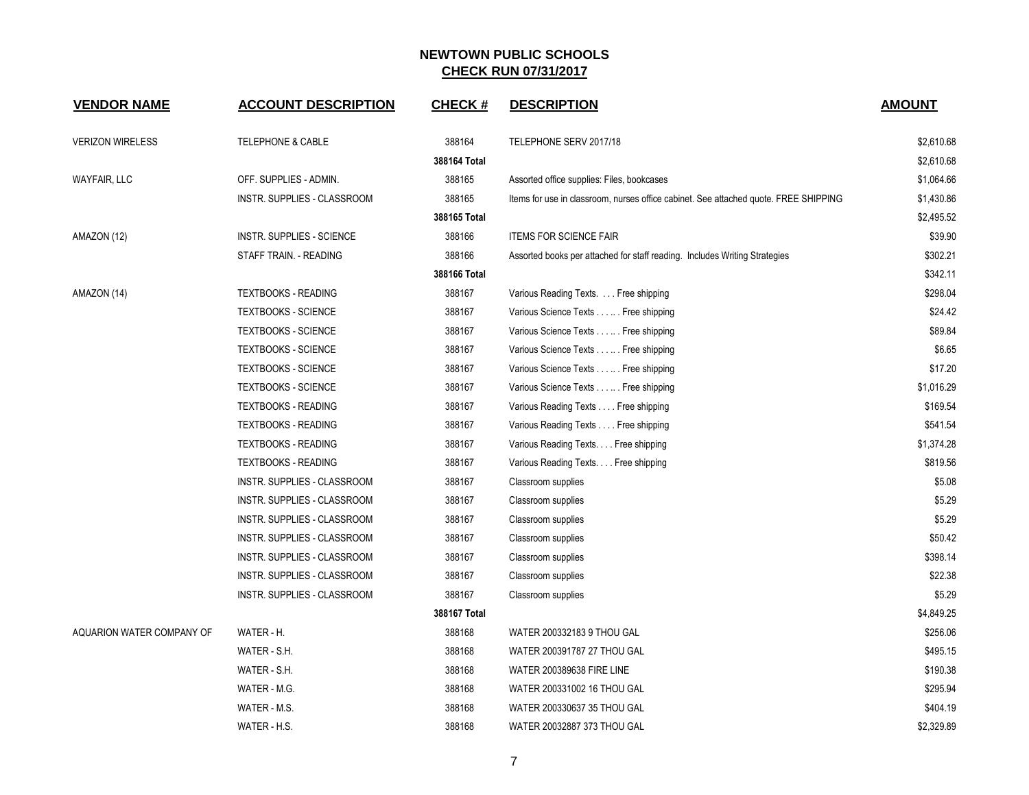## NEWTOWN PUBLIC SCHOOLS
## CHECK RUN 07/31/2017

| VENDOR NAME | ACCOUNT DESCRIPTION | CHECK # | DESCRIPTION | AMOUNT |
|---|---|---|---|---|
| VERIZON WIRELESS | TELEPHONE & CABLE | 388164 | TELEPHONE SERV 2017/18 | $2,610.68 |
| | | 388164 Total | | $2,610.68 |
| WAYFAIR, LLC | OFF. SUPPLIES - ADMIN. | 388165 | Assorted office supplies: Files, bookcases | $1,064.66 |
| | INSTR. SUPPLIES - CLASSROOM | 388165 | Items for use in classroom, nurses office cabinet. See attached quote. FREE SHIPPING | $1,430.86 |
| | | 388165 Total | | $2,495.52 |
| AMAZON (12) | INSTR. SUPPLIES - SCIENCE | 388166 | ITEMS FOR SCIENCE FAIR | $39.90 |
| | STAFF TRAIN. - READING | 388166 | Assorted books per attached for staff reading. Includes Writing Strategies | $302.21 |
| | | 388166 Total | | $342.11 |
| AMAZON (14) | TEXTBOOKS - READING | 388167 | Various Reading Texts. . . . Free shipping | $298.04 |
| | TEXTBOOKS - SCIENCE | 388167 | Various Science Texts . . . .. . Free shipping | $24.42 |
| | TEXTBOOKS - SCIENCE | 388167 | Various Science Texts . . . .. . Free shipping | $89.84 |
| | TEXTBOOKS - SCIENCE | 388167 | Various Science Texts . . . .. . Free shipping | $6.65 |
| | TEXTBOOKS - SCIENCE | 388167 | Various Science Texts . . . .. . Free shipping | $17.20 |
| | TEXTBOOKS - SCIENCE | 388167 | Various Science Texts . . . .. . Free shipping | $1,016.29 |
| | TEXTBOOKS - READING | 388167 | Various Reading Texts . . . . Free shipping | $169.54 |
| | TEXTBOOKS - READING | 388167 | Various Reading Texts . . . . Free shipping | $541.54 |
| | TEXTBOOKS - READING | 388167 | Various Reading Texts. . . . Free shipping | $1,374.28 |
| | TEXTBOOKS - READING | 388167 | Various Reading Texts. . . . Free shipping | $819.56 |
| | INSTR. SUPPLIES - CLASSROOM | 388167 | Classroom supplies | $5.08 |
| | INSTR. SUPPLIES - CLASSROOM | 388167 | Classroom supplies | $5.29 |
| | INSTR. SUPPLIES - CLASSROOM | 388167 | Classroom supplies | $5.29 |
| | INSTR. SUPPLIES - CLASSROOM | 388167 | Classroom supplies | $50.42 |
| | INSTR. SUPPLIES - CLASSROOM | 388167 | Classroom supplies | $398.14 |
| | INSTR. SUPPLIES - CLASSROOM | 388167 | Classroom supplies | $22.38 |
| | INSTR. SUPPLIES - CLASSROOM | 388167 | Classroom supplies | $5.29 |
| | | 388167 Total | | $4,849.25 |
| AQUARION WATER COMPANY OF | WATER - H. | 388168 | WATER 200332183 9 THOU GAL | $256.06 |
| | WATER - S.H. | 388168 | WATER 200391787 27 THOU GAL | $495.15 |
| | WATER - S.H. | 388168 | WATER 200389638 FIRE LINE | $190.38 |
| | WATER - M.G. | 388168 | WATER 200331002 16 THOU GAL | $295.94 |
| | WATER - M.S. | 388168 | WATER 200330637 35 THOU GAL | $404.19 |
| | WATER - H.S. | 388168 | WATER 20032887 373 THOU GAL | $2,329.89 |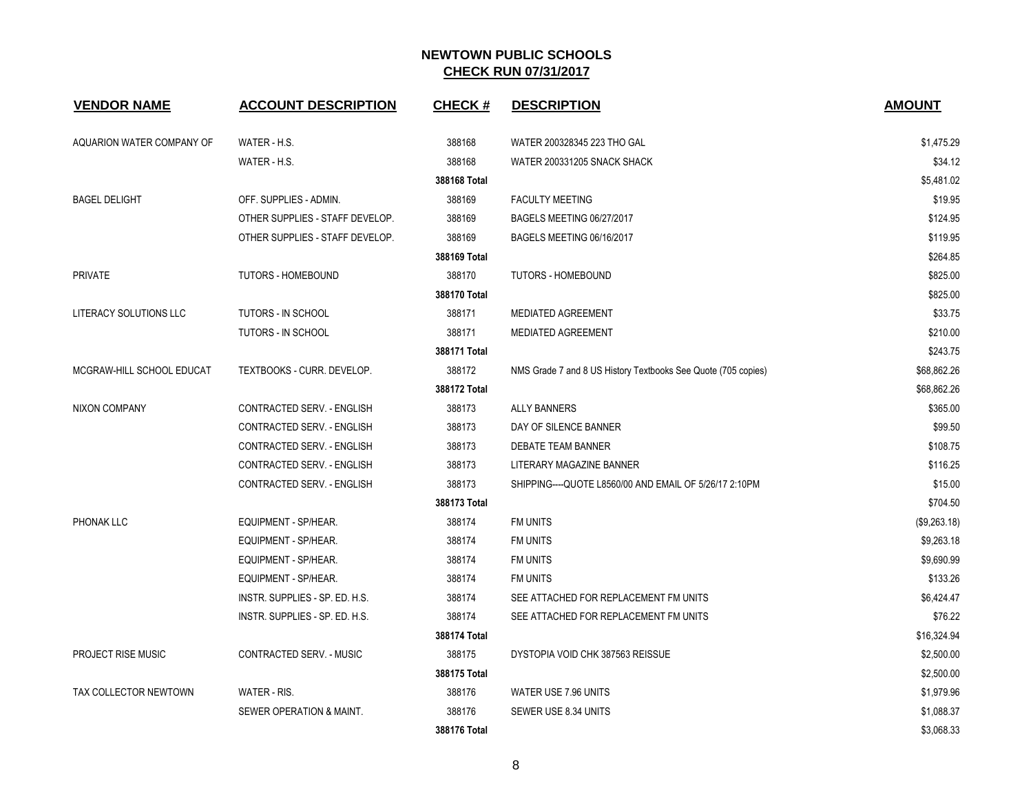# NEWTOWN PUBLIC SCHOOLS

## CHECK RUN 07/31/2017

| VENDOR NAME | ACCOUNT DESCRIPTION | CHECK # | DESCRIPTION | AMOUNT |
|---|---|---|---|---|
| AQUARION WATER COMPANY OF | WATER - H.S. | 388168 | WATER 200328345 223 THO GAL | $1,475.29 |
| | WATER - H.S. | 388168 | WATER 200331205 SNACK SHACK | $34.12 |
| | | **388168 Total** | | $5,481.02 |
| BAGEL DELIGHT | OFF. SUPPLIES - ADMIN. | 388169 | FACULTY MEETING | $19.95 |
| | OTHER SUPPLIES - STAFF DEVELOP. | 388169 | BAGELS MEETING 06/27/2017 | $124.95 |
| | OTHER SUPPLIES - STAFF DEVELOP. | 388169 | BAGELS MEETING 06/16/2017 | $119.95 |
| | | **388169 Total** | | $264.85 |
| PRIVATE | TUTORS - HOMEBOUND | 388170 | TUTORS - HOMEBOUND | $825.00 |
| | | **388170 Total** | | $825.00 |
| LITERACY SOLUTIONS LLC | TUTORS - IN SCHOOL | 388171 | MEDIATED AGREEMENT | $33.75 |
| | TUTORS - IN SCHOOL | 388171 | MEDIATED AGREEMENT | $210.00 |
| | | **388171 Total** | | $243.75 |
| MCGRAW-HILL SCHOOL EDUCAT | TEXTBOOKS - CURR. DEVELOP. | 388172 | NMS Grade 7 and 8 US History Textbooks See Quote (705 copies) | $68,862.26 |
| | | **388172 Total** | | $68,862.26 |
| NIXON COMPANY | CONTRACTED SERV. - ENGLISH | 388173 | ALLY BANNERS | $365.00 |
| | CONTRACTED SERV. - ENGLISH | 388173 | DAY OF SILENCE BANNER | $99.50 |
| | CONTRACTED SERV. - ENGLISH | 388173 | DEBATE TEAM BANNER | $108.75 |
| | CONTRACTED SERV. - ENGLISH | 388173 | LITERARY MAGAZINE BANNER | $116.25 |
| | CONTRACTED SERV. - ENGLISH | 388173 | SHIPPING----QUOTE L8560/00 AND EMAIL OF 5/26/17 2:10PM | $15.00 |
| | | **388173 Total** | | $704.50 |
| PHONAK LLC | EQUIPMENT - SP/HEAR. | 388174 | FM UNITS | ($9,263.18) |
| | EQUIPMENT - SP/HEAR. | 388174 | FM UNITS | $9,263.18 |
| | EQUIPMENT - SP/HEAR. | 388174 | FM UNITS | $9,690.99 |
| | EQUIPMENT - SP/HEAR. | 388174 | FM UNITS | $133.26 |
| | INSTR. SUPPLIES - SP. ED. H.S. | 388174 | SEE ATTACHED FOR REPLACEMENT FM UNITS | $6,424.47 |
| | INSTR. SUPPLIES - SP. ED. H.S. | 388174 | SEE ATTACHED FOR REPLACEMENT FM UNITS | $76.22 |
| | | **388174 Total** | | $16,324.94 |
| PROJECT RISE MUSIC | CONTRACTED SERV. - MUSIC | 388175 | DYSTOPIA VOID CHK 387563 REISSUE | $2,500.00 |
| | | **388175 Total** | | $2,500.00 |
| TAX COLLECTOR NEWTOWN | WATER - RIS. | 388176 | WATER USE 7.96 UNITS | $1,979.96 |
| | SEWER OPERATION & MAINT. | 388176 | SEWER USE 8.34 UNITS | $1,088.37 |
| | | **388176 Total** | | $3,068.33 |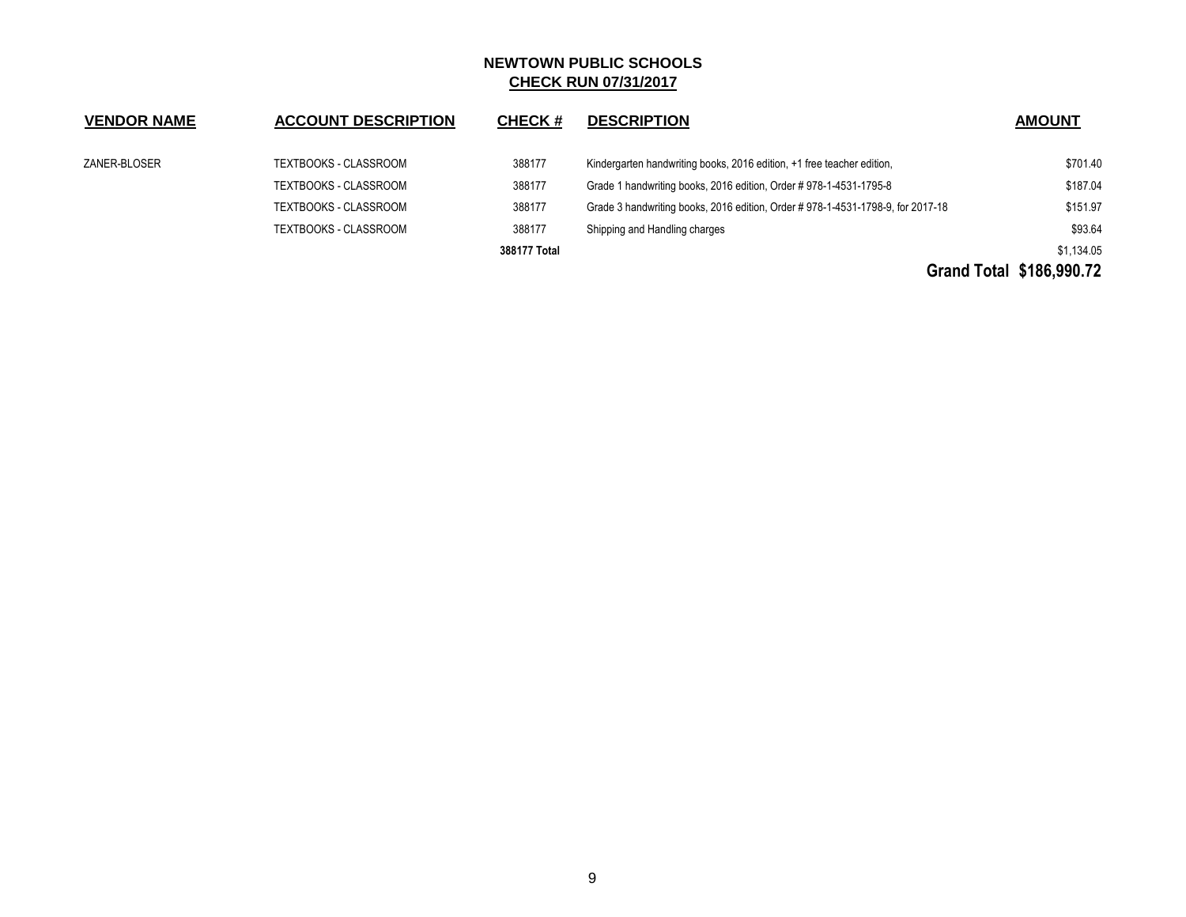# NEWTOWN PUBLIC SCHOOLS

## CHECK RUN 07/31/2017

| VENDOR NAME | ACCOUNT DESCRIPTION | CHECK # | DESCRIPTION | AMOUNT |
|---|---|---|---|---|
| ZANER-BLOSER | TEXTBOOKS - CLASSROOM | 388177 | Kindergarten handwriting books, 2016 edition, +1 free teacher edition, | $701.40 |
| | TEXTBOOKS - CLASSROOM | 388177 | Grade 1 handwriting books, 2016 edition, Order # 978-1-4531-1795-8 | $187.04 |
| | TEXTBOOKS - CLASSROOM | 388177 | Grade 3 handwriting books, 2016 edition, Order # 978-1-4531-1798-9, for 2017-18 | $151.97 |
| | TEXTBOOKS - CLASSROOM | 388177 | Shipping and Handling charges | $93.64 |
| | | **388177 Total** | | $1,134.05 |
| | | | **Grand Total** | **$186,990.72** |